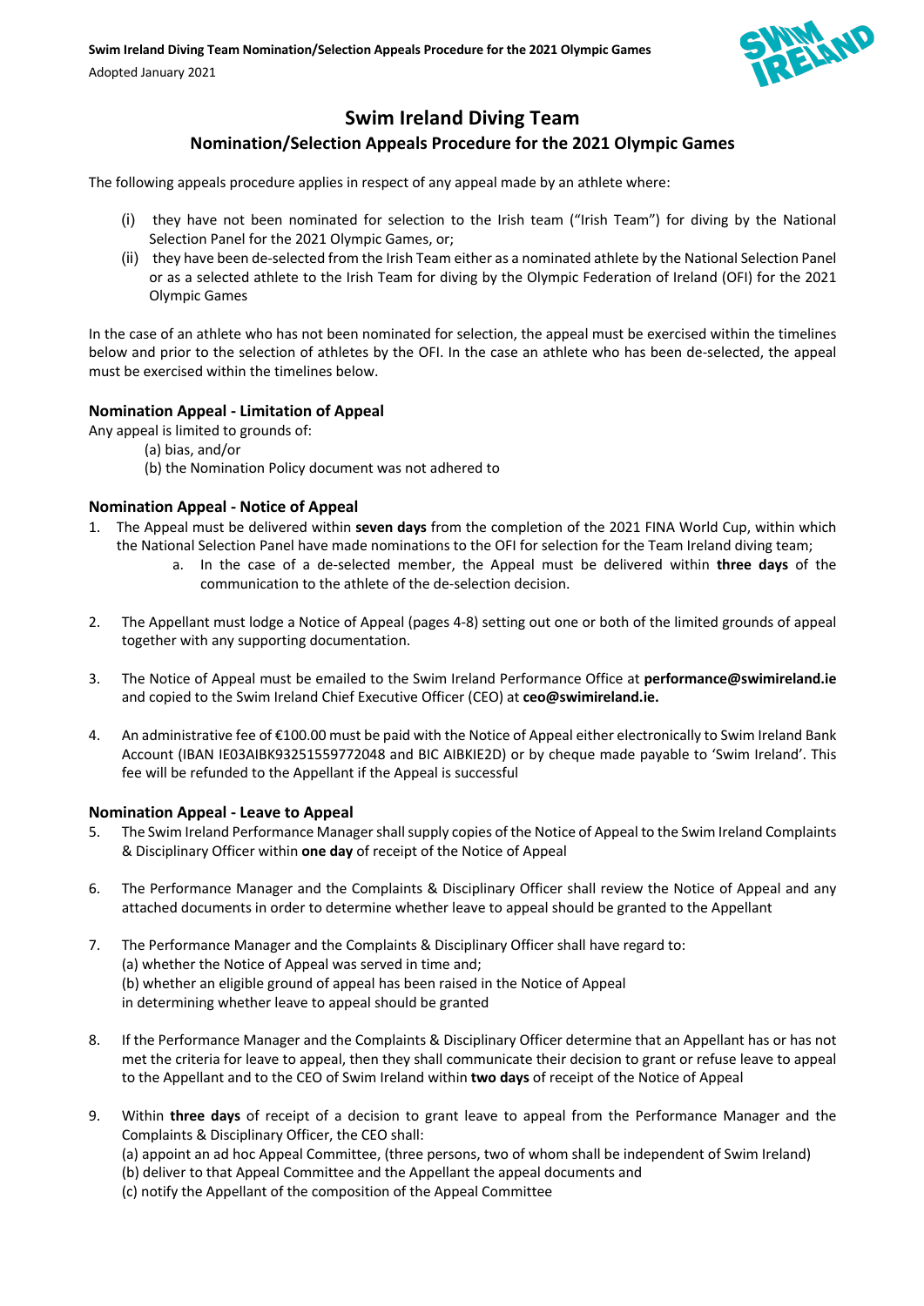# Swim Ireland Diving Team

## Nomination/Selection Appeals Procedure for the 2021 Olympic Games

The following appeals procedure applies in respect of any appeal made by an athlete where:

(i) they have not been nominated for selection to the Irish team ("Irish Team") for diving by the National Selection Panel for the 2021 Olympic Games, or;

(ii) they have been de-selected from the Irish Team either as a nominated athlete by the National Selection Panel or as a selected athlete to the Irish Team for diving by the Olympic Federation of Ireland (OFI) for the 2021 Olympic Games

In the case of an athlete who has not been nominated for selection, the appeal must be exercised within the timelines below and prior to the selection of athletes by the OFI. In the case an athlete who has been de-selected, the appeal must be exercised within the timelines below.

### Nomination Appeal - Limitation of Appeal

Any appeal is limited to grounds of:

(a) bias, and/or

(b) the Nomination Policy document was not adhered to

### Nomination Appeal - Notice of Appeal

1. The Appeal must be delivered within **seven days** from the completion of the 2021 FINA World Cup, within which the National Selection Panel have made nominations to the OFI for selection for the Team Ireland diving team;
   a. In the case of a de-selected member, the Appeal must be delivered within **three days** of the communication to the athlete of the de-selection decision.

2. The Appellant must lodge a Notice of Appeal (pages 4-8) setting out one or both of the limited grounds of appeal together with any supporting documentation.

3. The Notice of Appeal must be emailed to the Swim Ireland Performance Office at **performance@swimireland.ie** and copied to the Swim Ireland Chief Executive Officer (CEO) at **ceo@swimireland.ie.**

4. An administrative fee of €100.00 must be paid with the Notice of Appeal either electronically to Swim Ireland Bank Account (IBAN IE03AIBK93251559772048 and BIC AIBKIE2D) or by cheque made payable to 'Swim Ireland'. This fee will be refunded to the Appellant if the Appeal is successful

### Nomination Appeal - Leave to Appeal

5. The Swim Ireland Performance Manager shall supply copies of the Notice of Appeal to the Swim Ireland Complaints & Disciplinary Officer within **one day** of receipt of the Notice of Appeal

6. The Performance Manager and the Complaints & Disciplinary Officer shall review the Notice of Appeal and any attached documents in order to determine whether leave to appeal should be granted to the Appellant

7. The Performance Manager and the Complaints & Disciplinary Officer shall have regard to:
   (a) whether the Notice of Appeal was served in time and;
   (b) whether an eligible ground of appeal has been raised in the Notice of Appeal
   in determining whether leave to appeal should be granted

8. If the Performance Manager and the Complaints & Disciplinary Officer determine that an Appellant has or has not met the criteria for leave to appeal, then they shall communicate their decision to grant or refuse leave to appeal to the Appellant and to the CEO of Swim Ireland within **two days** of receipt of the Notice of Appeal

9. Within **three days** of receipt of a decision to grant leave to appeal from the Performance Manager and the Complaints & Disciplinary Officer, the CEO shall:
   (a) appoint an ad hoc Appeal Committee, (three persons, two of whom shall be independent of Swim Ireland)
   (b) deliver to that Appeal Committee and the Appellant the appeal documents and
   (c) notify the Appellant of the composition of the Appeal Committee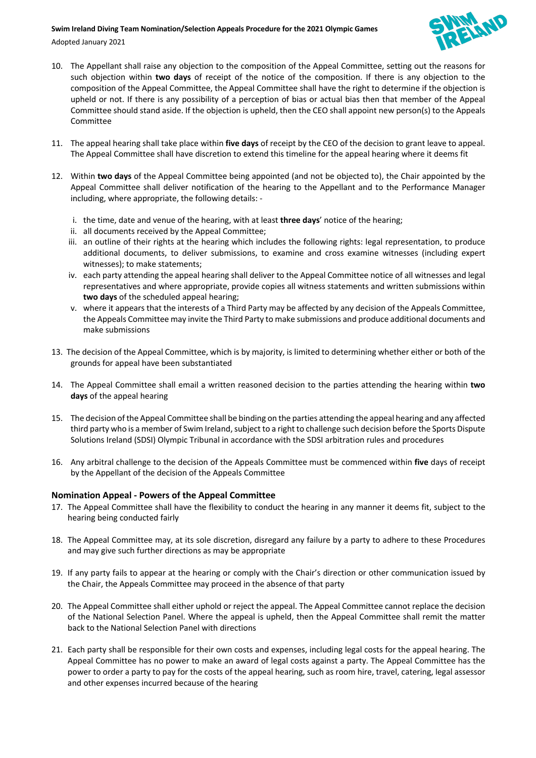10. The Appellant shall raise any objection to the composition of the Appeal Committee, setting out the reasons for such objection within **two days** of receipt of the notice of the composition. If there is any objection to the composition of the Appeal Committee, the Appeal Committee shall have the right to determine if the objection is upheld or not. If there is any possibility of a perception of bias or actual bias then that member of the Appeal Committee should stand aside. If the objection is upheld, then the CEO shall appoint new person(s) to the Appeals Committee

11. The appeal hearing shall take place within **five days** of receipt by the CEO of the decision to grant leave to appeal. The Appeal Committee shall have discretion to extend this timeline for the appeal hearing where it deems fit

12. Within **two days** of the Appeal Committee being appointed (and not be objected to), the Chair appointed by the Appeal Committee shall deliver notification of the hearing to the Appellant and to the Performance Manager including, where appropriate, the following details: -

    i. the time, date and venue of the hearing, with at least **three days**' notice of the hearing;
    ii. all documents received by the Appeal Committee;
    iii. an outline of their rights at the hearing which includes the following rights: legal representation, to produce additional documents, to deliver submissions, to examine and cross examine witnesses (including expert witnesses); to make statements;
    iv. each party attending the appeal hearing shall deliver to the Appeal Committee notice of all witnesses and legal representatives and where appropriate, provide copies all witness statements and written submissions within **two days** of the scheduled appeal hearing;
    v. where it appears that the interests of a Third Party may be affected by any decision of the Appeals Committee, the Appeals Committee may invite the Third Party to make submissions and produce additional documents and make submissions

13. The decision of the Appeal Committee, which is by majority, is limited to determining whether either or both of the grounds for appeal have been substantiated

14. The Appeal Committee shall email a written reasoned decision to the parties attending the hearing within **two days** of the appeal hearing

15. The decision of the Appeal Committee shall be binding on the parties attending the appeal hearing and any affected third party who is a member of Swim Ireland, subject to a right to challenge such decision before the Sports Dispute Solutions Ireland (SDSI) Olympic Tribunal in accordance with the SDSI arbitration rules and procedures

16. Any arbitral challenge to the decision of the Appeals Committee must be commenced within **five** days of receipt by the Appellant of the decision of the Appeals Committee

### Nomination Appeal - Powers of the Appeal Committee

17. The Appeal Committee shall have the flexibility to conduct the hearing in any manner it deems fit, subject to the hearing being conducted fairly

18. The Appeal Committee may, at its sole discretion, disregard any failure by a party to adhere to these Procedures and may give such further directions as may be appropriate

19. If any party fails to appear at the hearing or comply with the Chair's direction or other communication issued by the Chair, the Appeals Committee may proceed in the absence of that party

20. The Appeal Committee shall either uphold or reject the appeal. The Appeal Committee cannot replace the decision of the National Selection Panel. Where the appeal is upheld, then the Appeal Committee shall remit the matter back to the National Selection Panel with directions

21. Each party shall be responsible for their own costs and expenses, including legal costs for the appeal hearing. The Appeal Committee has no power to make an award of legal costs against a party. The Appeal Committee has the power to order a party to pay for the costs of the appeal hearing, such as room hire, travel, catering, legal assessor and other expenses incurred because of the hearing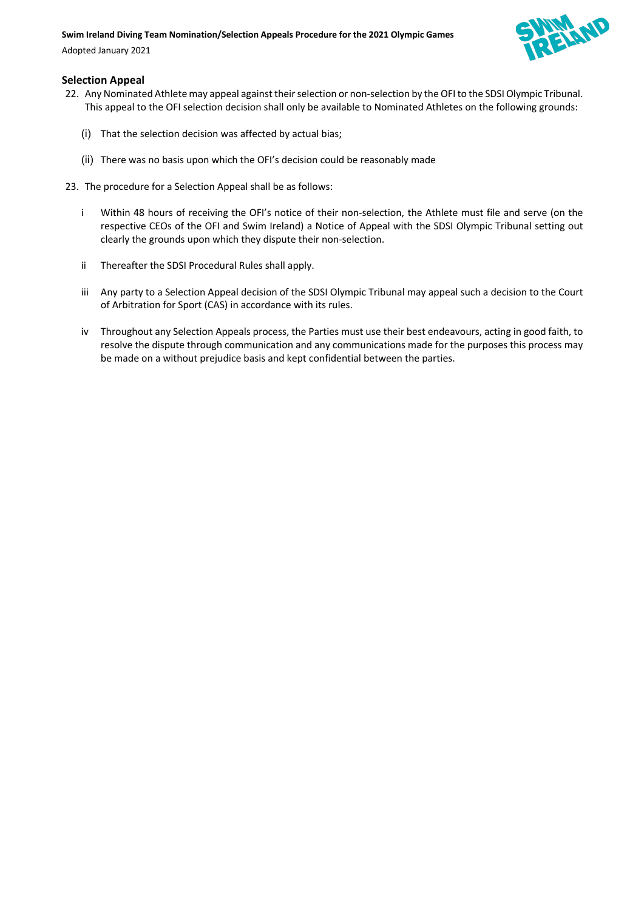## Selection Appeal

22. Any Nominated Athlete may appeal against their selection or non-selection by the OFI to the SDSI Olympic Tribunal. This appeal to the OFI selection decision shall only be available to Nominated Athletes on the following grounds:

    (i) That the selection decision was affected by actual bias;

    (ii) There was no basis upon which the OFI's decision could be reasonably made

23. The procedure for a Selection Appeal shall be as follows:

    i Within 48 hours of receiving the OFI's notice of their non-selection, the Athlete must file and serve (on the respective CEOs of the OFI and Swim Ireland) a Notice of Appeal with the SDSI Olympic Tribunal setting out clearly the grounds upon which they dispute their non-selection.

    ii Thereafter the SDSI Procedural Rules shall apply.

    iii Any party to a Selection Appeal decision of the SDSI Olympic Tribunal may appeal such a decision to the Court of Arbitration for Sport (CAS) in accordance with its rules.

    iv Throughout any Selection Appeals process, the Parties must use their best endeavours, acting in good faith, to resolve the dispute through communication and any communications made for the purposes this process may be made on a without prejudice basis and kept confidential between the parties.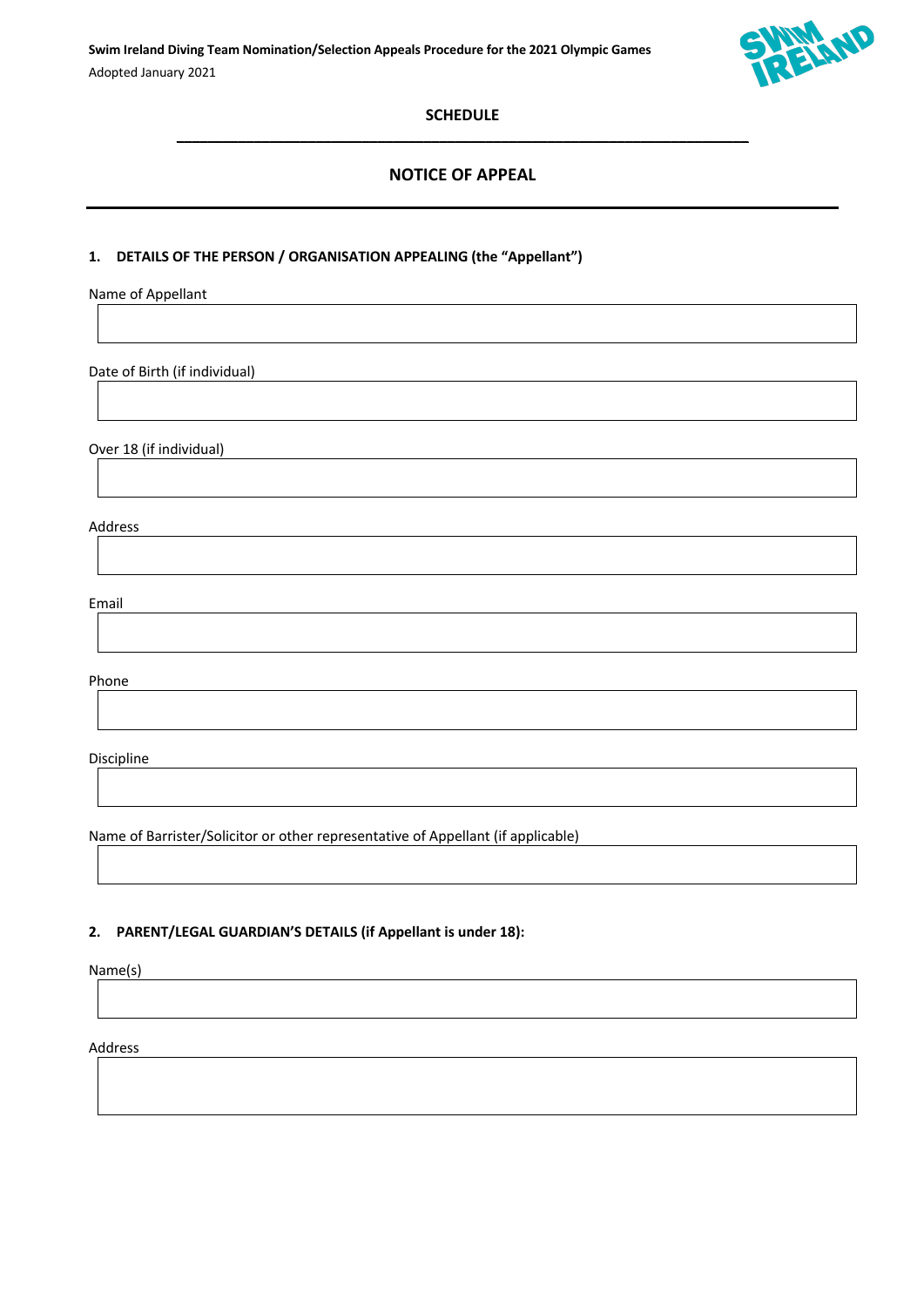## SCHEDULE

## NOTICE OF APPEAL

### 1. DETAILS OF THE PERSON / ORGANISATION APPEALING (the "Appellant")

Name of Appellant

Date of Birth (if individual)

Over 18 (if individual)

Address

Email

Phone

Discipline

Name of Barrister/Solicitor or other representative of Appellant (if applicable)

### 2. PARENT/LEGAL GUARDIAN'S DETAILS (if Appellant is under 18):

Name(s)

Address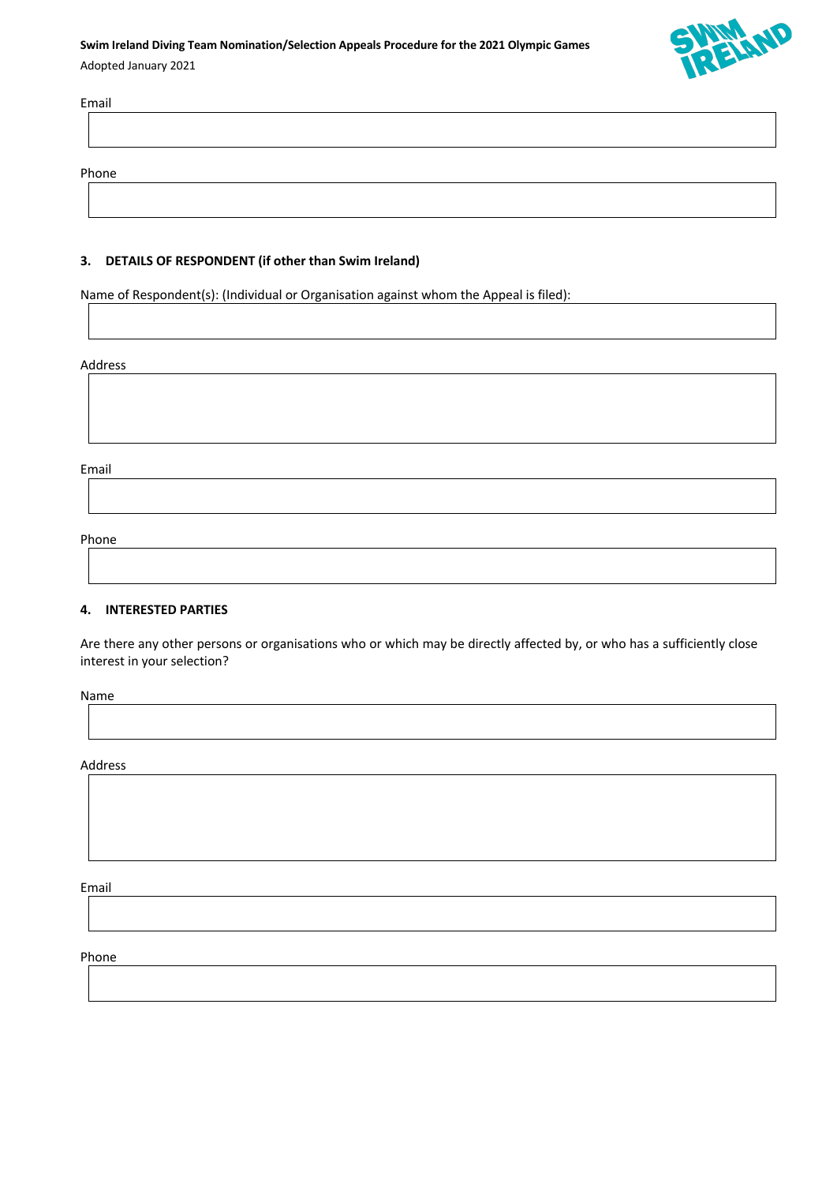Email

Phone

### 3. DETAILS OF RESPONDENT (if other than Swim Ireland)

Name of Respondent(s): (Individual or Organisation against whom the Appeal is filed):

Address

Email

Phone

### 4. INTERESTED PARTIES

Are there any other persons or organisations who or which may be directly affected by, or who has a sufficiently close interest in your selection?

Name

Address

Email

Phone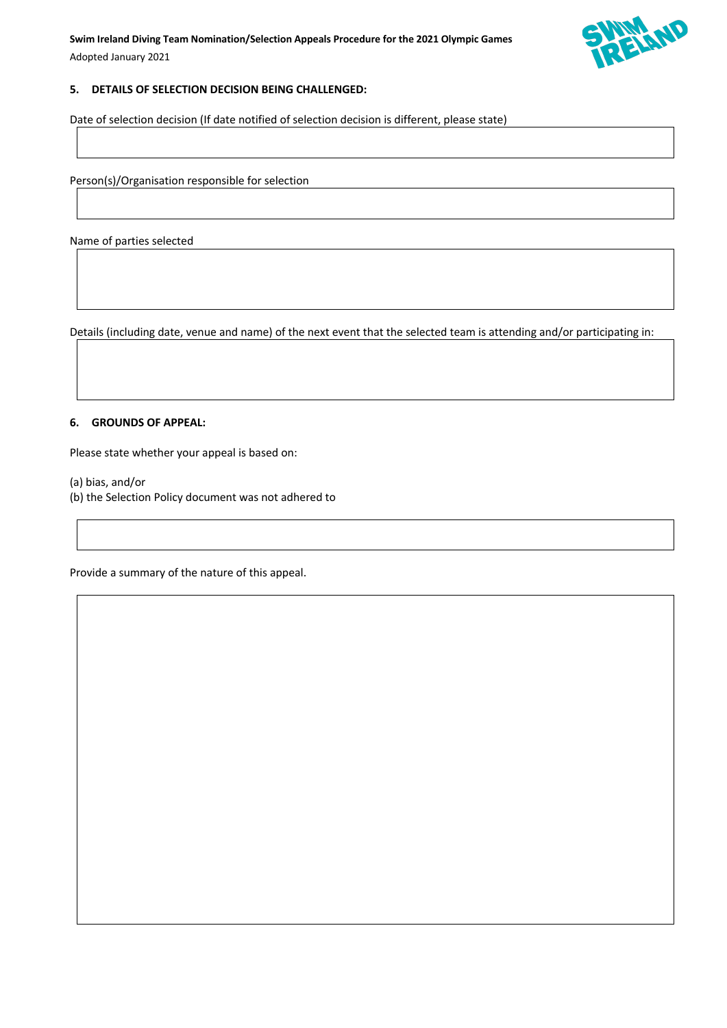## 5. DETAILS OF SELECTION DECISION BEING CHALLENGED:

Date of selection decision (If date notified of selection decision is different, please state)

Person(s)/Organisation responsible for selection

Name of parties selected

Details (including date, venue and name) of the next event that the selected team is attending and/or participating in:

## 6. GROUNDS OF APPEAL:

Please state whether your appeal is based on:

(a) bias, and/or
(b) the Selection Policy document was not adhered to

Provide a summary of the nature of this appeal.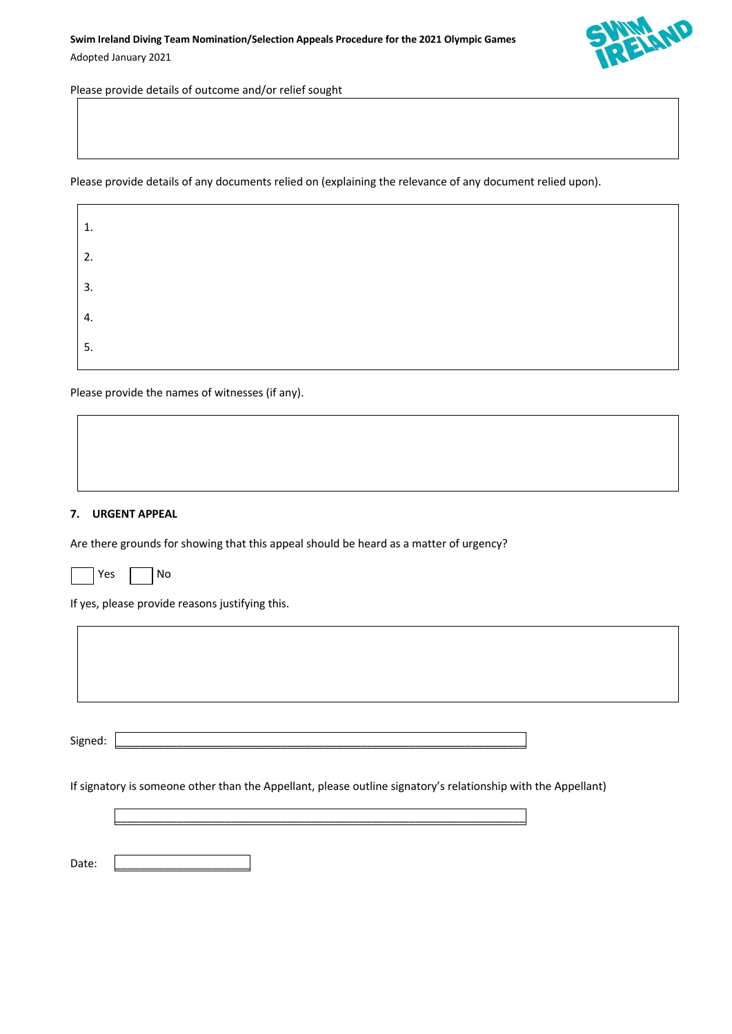Please provide details of outcome and/or relief sought

| |
|---|
| |

Please provide details of any documents relied on (explaining the relevance of any document relied upon).

| |
|---|
| 1. |
| 2. |
| 3. |
| 4. |
| 5. |

Please provide the names of witnesses (if any).

| |
|---|
| |

## 7. URGENT APPEAL

Are there grounds for showing that this appeal should be heard as a matter of urgency?

☐ Yes ☐ No

If yes, please provide reasons justifying this.

| |
|---|
| |

Signed: ______________________________________________

If signatory is someone other than the Appellant, please outline signatory's relationship with the Appellant)

______________________________________________

Date: ____________________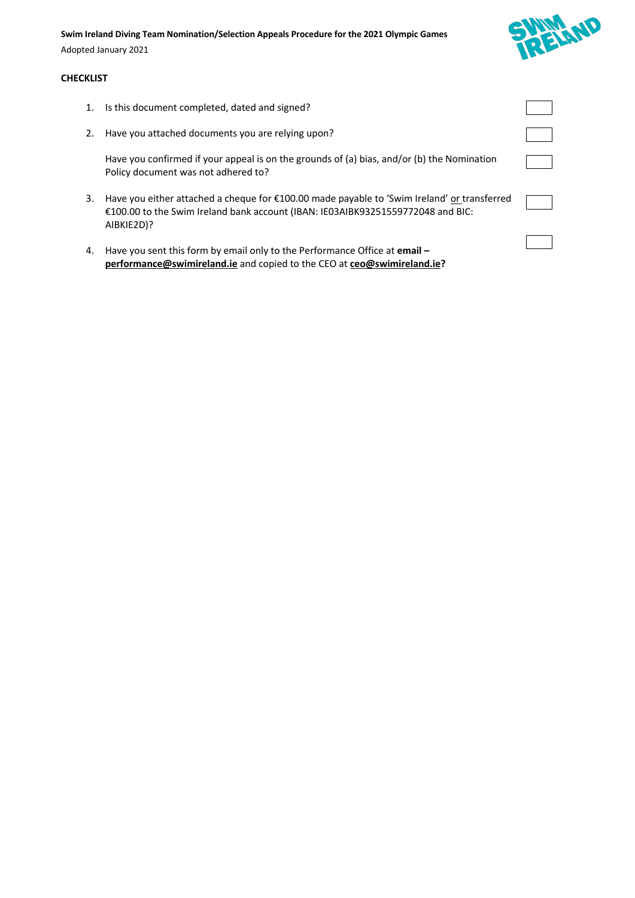## CHECKLIST

1. Is this document completed, dated and signed? ☐

2. Have you attached documents you are relying upon? ☐

   Have you confirmed if your appeal is on the grounds of (a) bias, and/or (b) the Nomination Policy document was not adhered to? ☐

3. Have you either attached a cheque for €100.00 made payable to 'Swim Ireland' or transferred €100.00 to the Swim Ireland bank account (IBAN: IE03AIBK93251559772048 and BIC: AIBKIE2D)? ☐

4. Have you sent this form by email only to the Performance Office at **email – performance@swimireland.ie** and copied to the CEO at **ceo@swimireland.ie?** ☐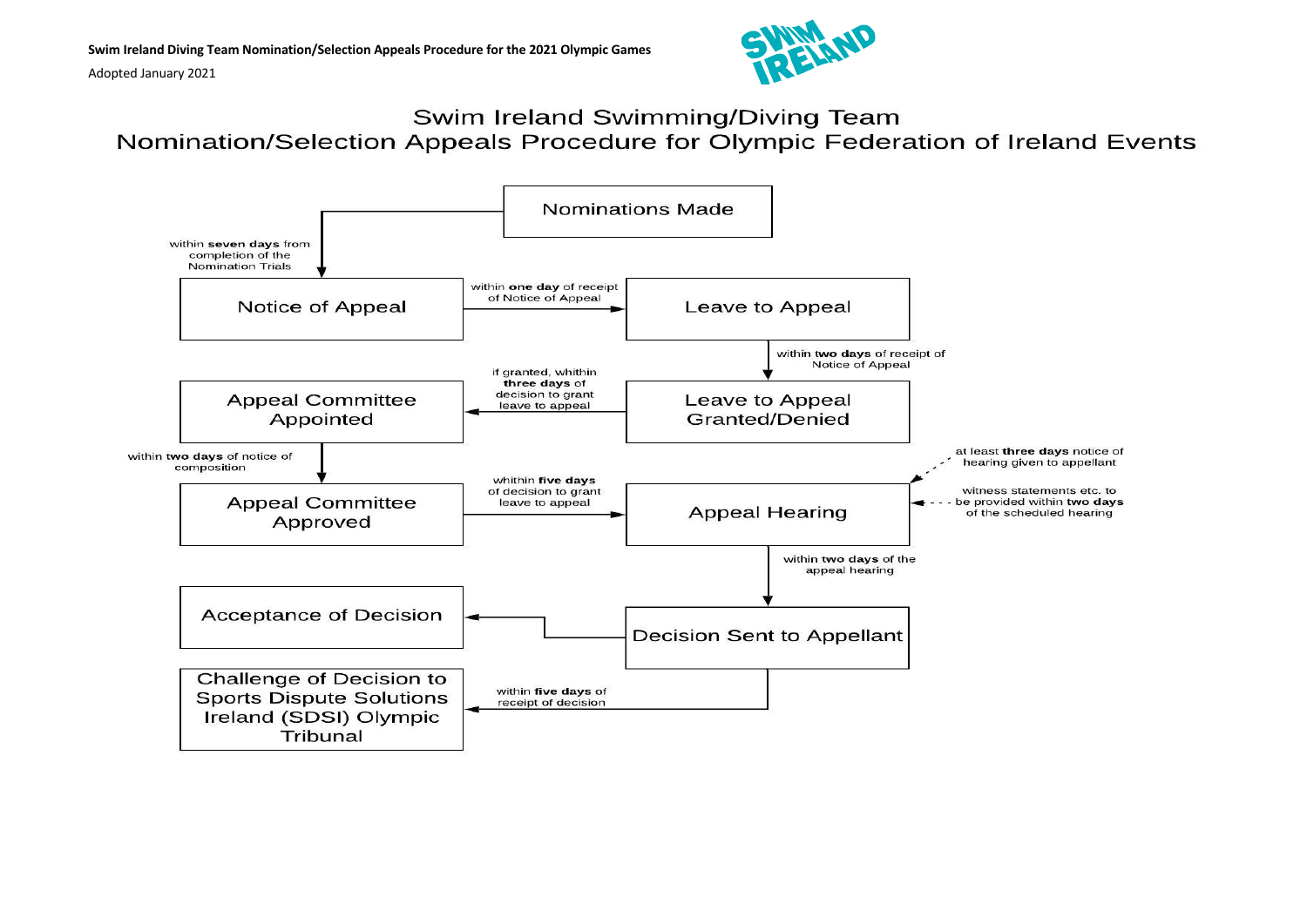# Swim Ireland Swimming/Diving Team Nomination/Selection Appeals Procedure for Olympic Federation of Ireland Events

Nominations Made

within **seven days** from completion of the Nomination Trials

Notice of Appeal

within **one day** of receipt of Notice of Appeal

Leave to Appeal

within **two days** of receipt of Notice of Appeal

Leave to Appeal Granted/Denied

if granted, whithin **three days** of decision to grant leave to appeal

Appeal Committee Appointed

within **two days** of notice of composition

Appeal Committee Approved

whithin **five days** of decision to grant leave to appeal

Appeal Hearing

at least **three days** notice of hearing given to appellant

witness statements etc. to be provided within **two days** of the scheduled hearing

within **two days** of the appeal hearing

Decision Sent to Appellant

Acceptance of Decision

within **five days** of receipt of decision

Challenge of Decision to Sports Dispute Solutions Ireland (SDSI) Olympic Tribunal